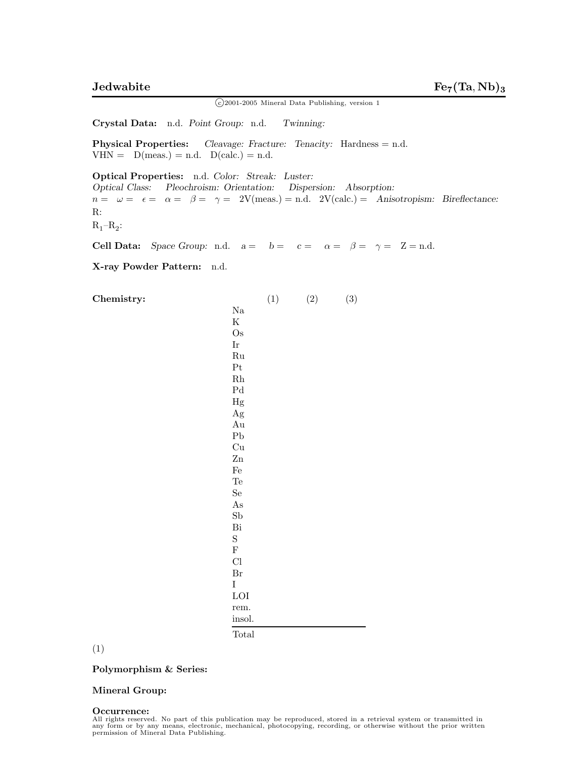# Jedwabite $Fe_7(Ta, Nb)_3$

©2001-2005 Mineral Data Publishing, version 1

**Crystal Data:** n.d. *Point Group:* n.d. *Twinning:*

**Physical Properties:** *Cleavage: Fracture: Tenacity:* Hardness = n.d. VHN = D(meas.) = n.d. D(calc.) = n.d.

**Optical Properties:** n.d. *Color: Streak: Luster:*
*Optical Class: Pleochroism: Orientation: Dispersion: Absorption:*
$n =$ $\omega =$ $\epsilon =$ $\alpha =$ $\beta =$ $\gamma =$ 2V(meas.) = n.d. 2V(calc.) = *Anisotropism: Bireflectance:*
R:
$R_1$–$R_2$:

**Cell Data:** *Space Group:* n.d. $a =$ $b =$ $c =$ $\alpha =$ $\beta =$ $\gamma =$ Z = n.d.

**X-ray Powder Pattern:** n.d.

**Chemistry:**

| | (1) | (2) | (3) |
|---|---|---|---|
| Na | | | |
| K | | | |
| Os | | | |
| Ir | | | |
| Ru | | | |
| Pt | | | |
| Rh | | | |
| Pd | | | |
| Hg | | | |
| Ag | | | |
| Au | | | |
| Pb | | | |
| Cu | | | |
| Zn | | | |
| Fe | | | |
| Te | | | |
| Se | | | |
| As | | | |
| Sb | | | |
| Bi | | | |
| S | | | |
| F | | | |
| Cl | | | |
| Br | | | |
| I | | | |
| LOI | | | |
| rem. | | | |
| insol. | | | |
| Total | | | |

(1)

**Polymorphism & Series:**

**Mineral Group:**

**Occurrence:**

All rights reserved. No part of this publication may be reproduced, stored in a retrieval system or transmitted in any form or by any means, electronic, mechanical, photocopying, recording, or otherwise without the prior written permission of Mineral Data Publishing.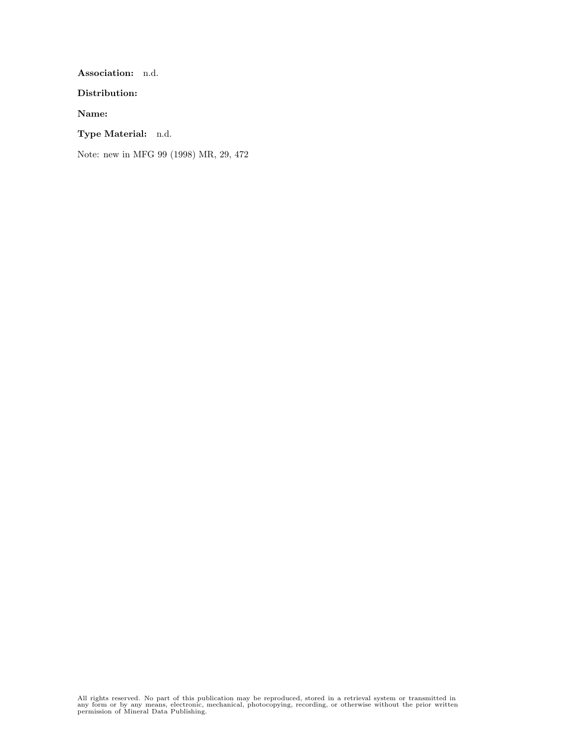**Association:** n.d.

**Distribution:**

**Name:**

**Type Material:** n.d.

Note: new in MFG 99 (1998) MR, 29, 472

All rights reserved. No part of this publication may be reproduced, stored in a retrieval system or transmitted in any form or by any means, electronic, mechanical, photocopying, recording, or otherwise without the prior written permission of Mineral Data Publishing.